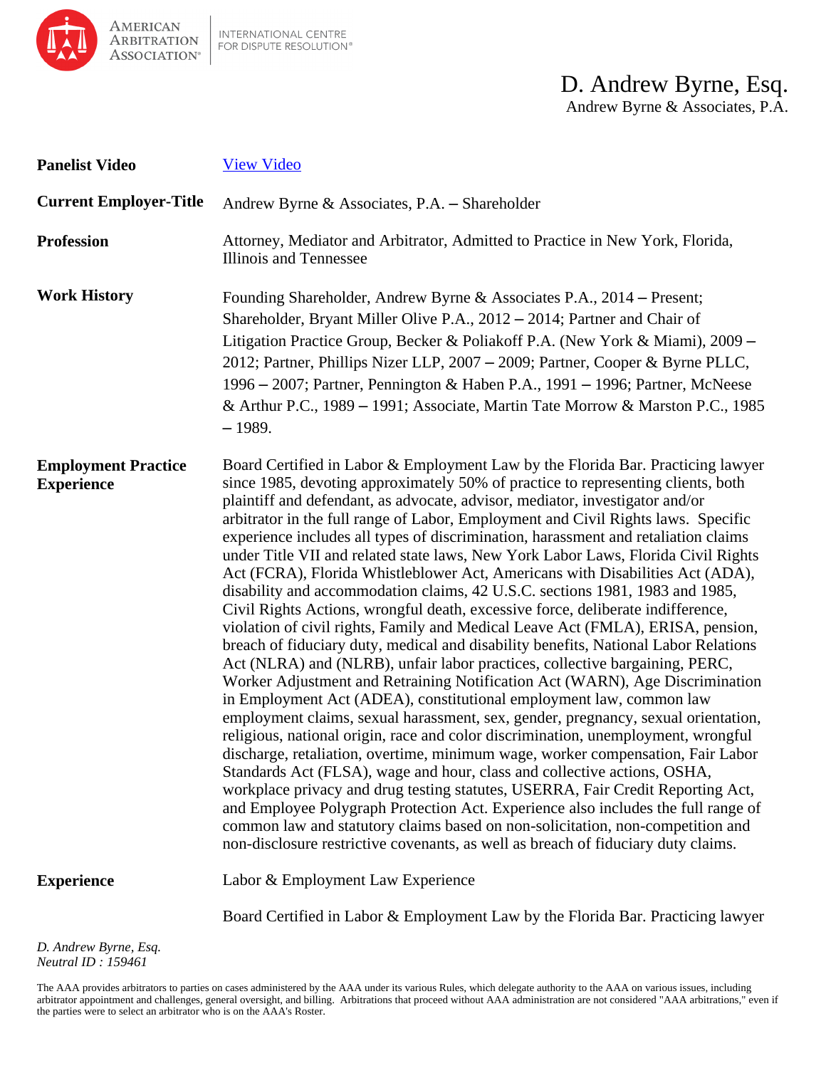AMERICAN ARBITRATION ASSOCIATION® | INTERNATIONAL CENTRE FOR DISPUTE RESOLUTION®

# D. Andrew Byrne, Esq.

Andrew Byrne & Associates, P.A.

| | |
|---|---|
| **Panelist Video** | View Video |
| **Current Employer-Title** | Andrew Byrne & Associates, P.A. – Shareholder |
| **Profession** | Attorney, Mediator and Arbitrator, Admitted to Practice in New York, Florida, Illinois and Tennessee |
| **Work History** | Founding Shareholder, Andrew Byrne & Associates P.A., 2014 – Present; Shareholder, Bryant Miller Olive P.A., 2012 – 2014; Partner and Chair of Litigation Practice Group, Becker & Poliakoff P.A. (New York & Miami), 2009 – 2012; Partner, Phillips Nizer LLP, 2007 – 2009; Partner, Cooper & Byrne PLLC, 1996 – 2007; Partner, Pennington & Haben P.A., 1991 – 1996; Partner, McNeese & Arthur P.C., 1989 – 1991; Associate, Martin Tate Morrow & Marston P.C., 1985 – 1989. |
| **Employment Practice Experience** | Board Certified in Labor & Employment Law by the Florida Bar. Practicing lawyer since 1985, devoting approximately 50% of practice to representing clients, both plaintiff and defendant, as advocate, advisor, mediator, investigator and/or arbitrator in the full range of Labor, Employment and Civil Rights laws. Specific experience includes all types of discrimination, harassment and retaliation claims under Title VII and related state laws, New York Labor Laws, Florida Civil Rights Act (FCRA), Florida Whistleblower Act, Americans with Disabilities Act (ADA), disability and accommodation claims, 42 U.S.C. sections 1981, 1983 and 1985, Civil Rights Actions, wrongful death, excessive force, deliberate indifference, violation of civil rights, Family and Medical Leave Act (FMLA), ERISA, pension, breach of fiduciary duty, medical and disability benefits, National Labor Relations Act (NLRA) and (NLRB), unfair labor practices, collective bargaining, PERC, Worker Adjustment and Retraining Notification Act (WARN), Age Discrimination in Employment Act (ADEA), constitutional employment law, common law employment claims, sexual harassment, sex, gender, pregnancy, sexual orientation, religious, national origin, race and color discrimination, unemployment, wrongful discharge, retaliation, overtime, minimum wage, worker compensation, Fair Labor Standards Act (FLSA), wage and hour, class and collective actions, OSHA, workplace privacy and drug testing statutes, USERRA, Fair Credit Reporting Act, and Employee Polygraph Protection Act. Experience also includes the full range of common law and statutory claims based on non-solicitation, non-competition and non-disclosure restrictive covenants, as well as breach of fiduciary duty claims. |
| **Experience** | Labor & Employment Law Experience<br><br>Board Certified in Labor & Employment Law by the Florida Bar. Practicing lawyer |

*D. Andrew Byrne, Esq.*
*Neutral ID : 159461*

The AAA provides arbitrators to parties on cases administered by the AAA under its various Rules, which delegate authority to the AAA on various issues, including arbitrator appointment and challenges, general oversight, and billing. Arbitrations that proceed without AAA administration are not considered "AAA arbitrations," even if the parties were to select an arbitrator who is on the AAA's Roster.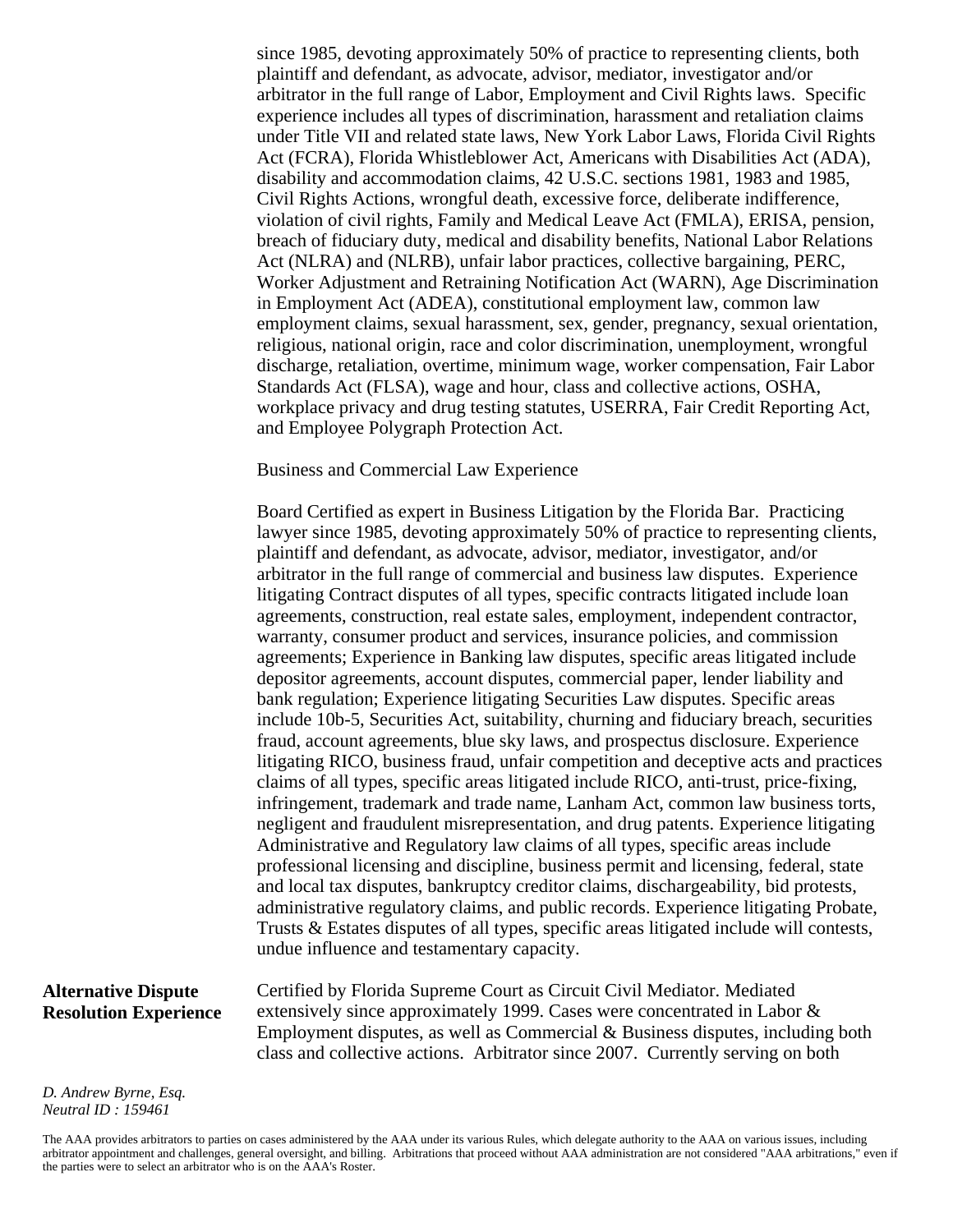since 1985, devoting approximately 50% of practice to representing clients, both plaintiff and defendant, as advocate, advisor, mediator, investigator and/or arbitrator in the full range of Labor, Employment and Civil Rights laws. Specific experience includes all types of discrimination, harassment and retaliation claims under Title VII and related state laws, New York Labor Laws, Florida Civil Rights Act (FCRA), Florida Whistleblower Act, Americans with Disabilities Act (ADA), disability and accommodation claims, 42 U.S.C. sections 1981, 1983 and 1985, Civil Rights Actions, wrongful death, excessive force, deliberate indifference, violation of civil rights, Family and Medical Leave Act (FMLA), ERISA, pension, breach of fiduciary duty, medical and disability benefits, National Labor Relations Act (NLRA) and (NLRB), unfair labor practices, collective bargaining, PERC, Worker Adjustment and Retraining Notification Act (WARN), Age Discrimination in Employment Act (ADEA), constitutional employment law, common law employment claims, sexual harassment, sex, gender, pregnancy, sexual orientation, religious, national origin, race and color discrimination, unemployment, wrongful discharge, retaliation, overtime, minimum wage, worker compensation, Fair Labor Standards Act (FLSA), wage and hour, class and collective actions, OSHA, workplace privacy and drug testing statutes, USERRA, Fair Credit Reporting Act, and Employee Polygraph Protection Act.

Business and Commercial Law Experience

Board Certified as expert in Business Litigation by the Florida Bar. Practicing lawyer since 1985, devoting approximately 50% of practice to representing clients, plaintiff and defendant, as advocate, advisor, mediator, investigator, and/or arbitrator in the full range of commercial and business law disputes. Experience litigating Contract disputes of all types, specific contracts litigated include loan agreements, construction, real estate sales, employment, independent contractor, warranty, consumer product and services, insurance policies, and commission agreements; Experience in Banking law disputes, specific areas litigated include depositor agreements, account disputes, commercial paper, lender liability and bank regulation; Experience litigating Securities Law disputes. Specific areas include 10b-5, Securities Act, suitability, churning and fiduciary breach, securities fraud, account agreements, blue sky laws, and prospectus disclosure. Experience litigating RICO, business fraud, unfair competition and deceptive acts and practices claims of all types, specific areas litigated include RICO, anti-trust, price-fixing, infringement, trademark and trade name, Lanham Act, common law business torts, negligent and fraudulent misrepresentation, and drug patents. Experience litigating Administrative and Regulatory law claims of all types, specific areas include professional licensing and discipline, business permit and licensing, federal, state and local tax disputes, bankruptcy creditor claims, dischargeability, bid protests, administrative regulatory claims, and public records. Experience litigating Probate, Trusts & Estates disputes of all types, specific areas litigated include will contests, undue influence and testamentary capacity.

**Alternative Dispute Resolution Experience**

Certified by Florida Supreme Court as Circuit Civil Mediator. Mediated extensively since approximately 1999. Cases were concentrated in Labor & Employment disputes, as well as Commercial & Business disputes, including both class and collective actions. Arbitrator since 2007. Currently serving on both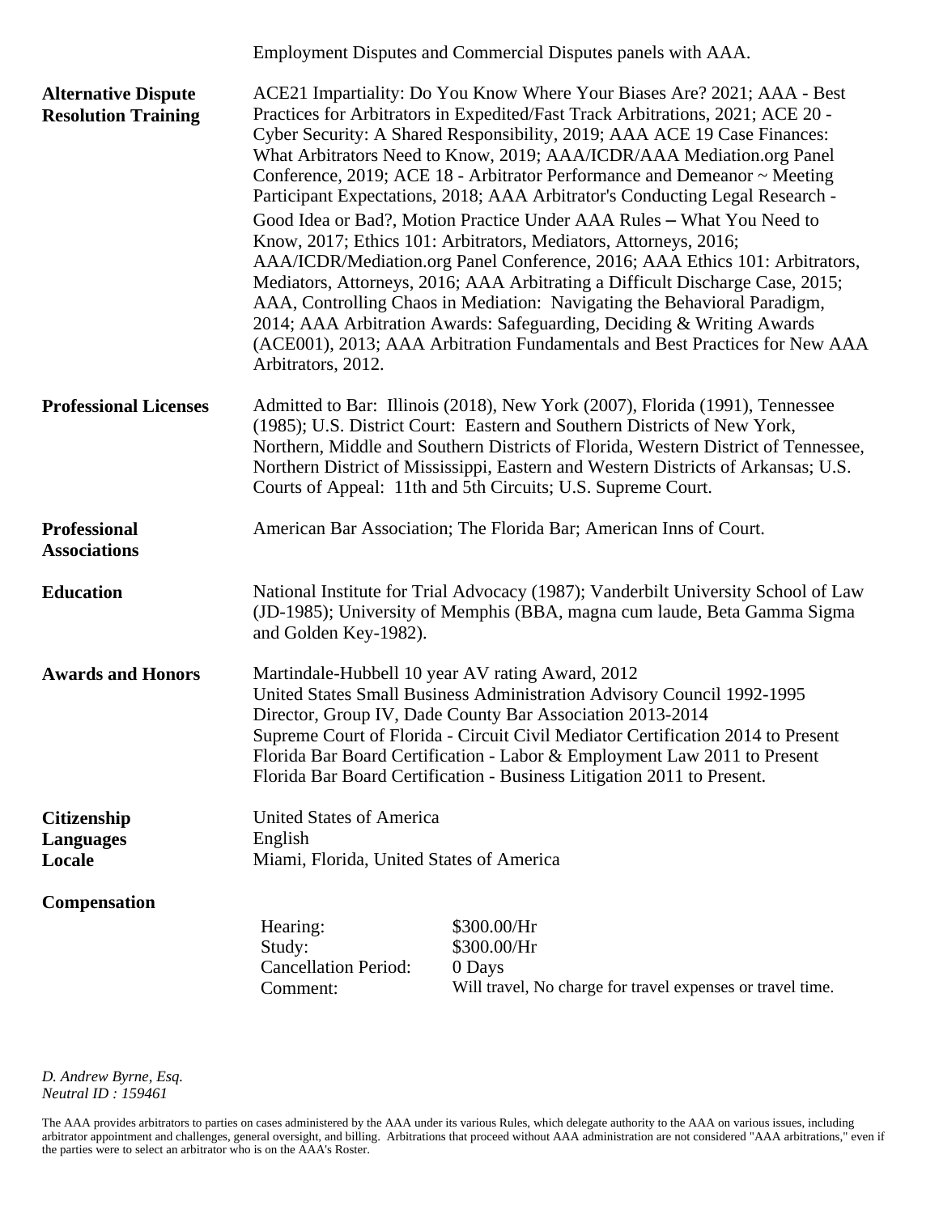Employment Disputes and Commercial Disputes panels with AAA.

**Alternative Dispute Resolution Training**

ACE21 Impartiality: Do You Know Where Your Biases Are? 2021; AAA - Best Practices for Arbitrators in Expedited/Fast Track Arbitrations, 2021; ACE 20 - Cyber Security: A Shared Responsibility, 2019; AAA ACE 19 Case Finances: What Arbitrators Need to Know, 2019; AAA/ICDR/AAA Mediation.org Panel Conference, 2019; ACE 18 - Arbitrator Performance and Demeanor ~ Meeting Participant Expectations, 2018; AAA Arbitrator's Conducting Legal Research - Good Idea or Bad?, Motion Practice Under AAA Rules – What You Need to Know, 2017; Ethics 101: Arbitrators, Mediators, Attorneys, 2016; AAA/ICDR/Mediation.org Panel Conference, 2016; AAA Ethics 101: Arbitrators, Mediators, Attorneys, 2016; AAA Arbitrating a Difficult Discharge Case, 2015; AAA, Controlling Chaos in Mediation: Navigating the Behavioral Paradigm, 2014; AAA Arbitration Awards: Safeguarding, Deciding & Writing Awards (ACE001), 2013; AAA Arbitration Fundamentals and Best Practices for New AAA Arbitrators, 2012.

**Professional Licenses**

Admitted to Bar: Illinois (2018), New York (2007), Florida (1991), Tennessee (1985); U.S. District Court: Eastern and Southern Districts of New York, Northern, Middle and Southern Districts of Florida, Western District of Tennessee, Northern District of Mississippi, Eastern and Western Districts of Arkansas; U.S. Courts of Appeal: 11th and 5th Circuits; U.S. Supreme Court.

**Professional Associations**

American Bar Association; The Florida Bar; American Inns of Court.

**Education**

National Institute for Trial Advocacy (1987); Vanderbilt University School of Law (JD-1985); University of Memphis (BBA, magna cum laude, Beta Gamma Sigma and Golden Key-1982).

**Awards and Honors**

Martindale-Hubbell 10 year AV rating Award, 2012
United States Small Business Administration Advisory Council 1992-1995
Director, Group IV, Dade County Bar Association 2013-2014
Supreme Court of Florida - Circuit Civil Mediator Certification 2014 to Present
Florida Bar Board Certification - Labor & Employment Law 2011 to Present
Florida Bar Board Certification - Business Litigation 2011 to Present.

**Citizenship** United States of America
**Languages** English
**Locale** Miami, Florida, United States of America

**Compensation**

| | |
|---|---|
| Hearing: | $300.00/Hr |
| Study: | $300.00/Hr |
| Cancellation Period: | 0 Days |
| Comment: | Will travel, No charge for travel expenses or travel time. |

*D. Andrew Byrne, Esq.*
*Neutral ID : 159461*

The AAA provides arbitrators to parties on cases administered by the AAA under its various Rules, which delegate authority to the AAA on various issues, including arbitrator appointment and challenges, general oversight, and billing. Arbitrations that proceed without AAA administration are not considered "AAA arbitrations," even if the parties were to select an arbitrator who is on the AAA's Roster.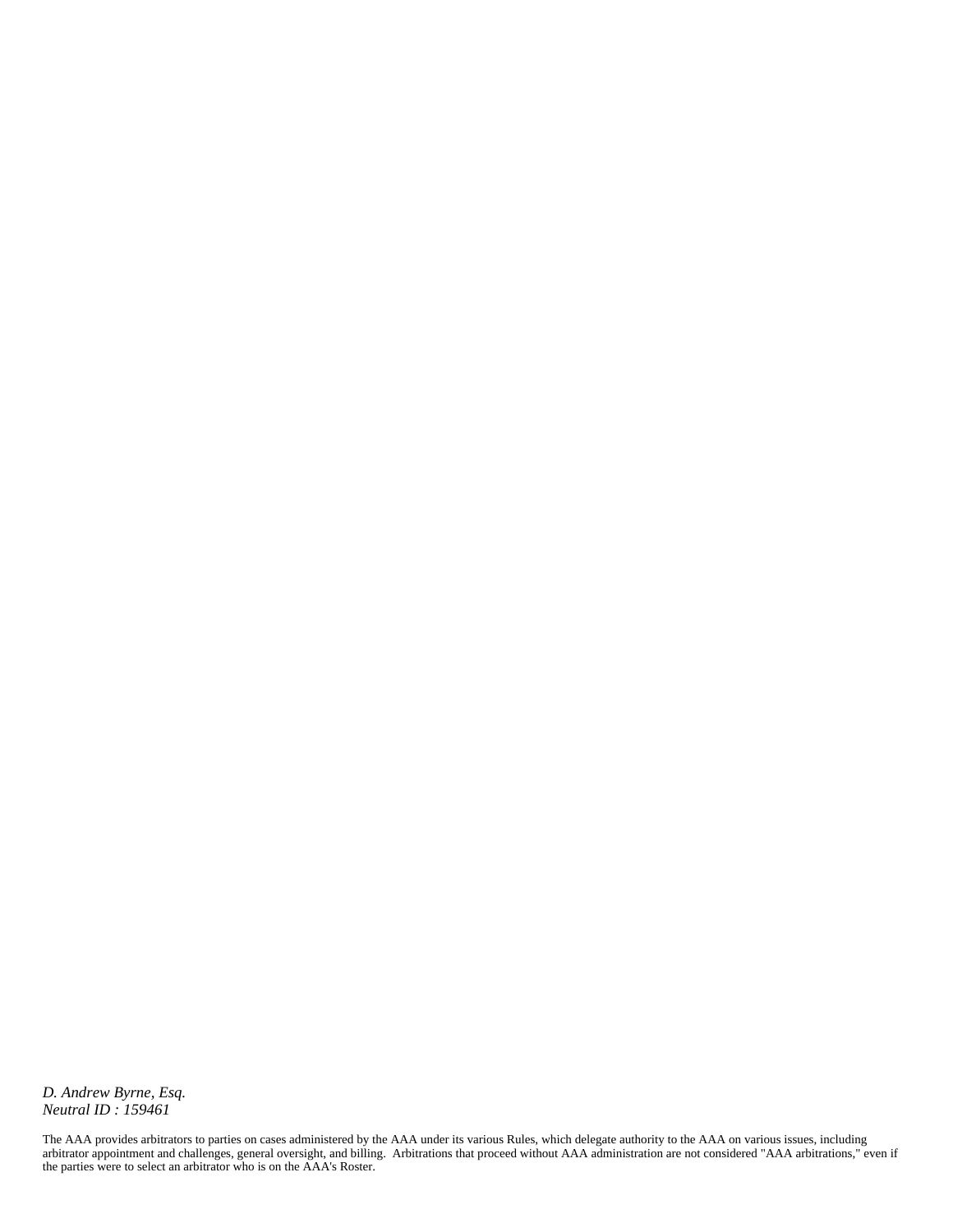*D. Andrew Byrne, Esq.*
*Neutral ID : 159461*

The AAA provides arbitrators to parties on cases administered by the AAA under its various Rules, which delegate authority to the AAA on various issues, including arbitrator appointment and challenges, general oversight, and billing. Arbitrations that proceed without AAA administration are not considered "AAA arbitrations," even if the parties were to select an arbitrator who is on the AAA's Roster.